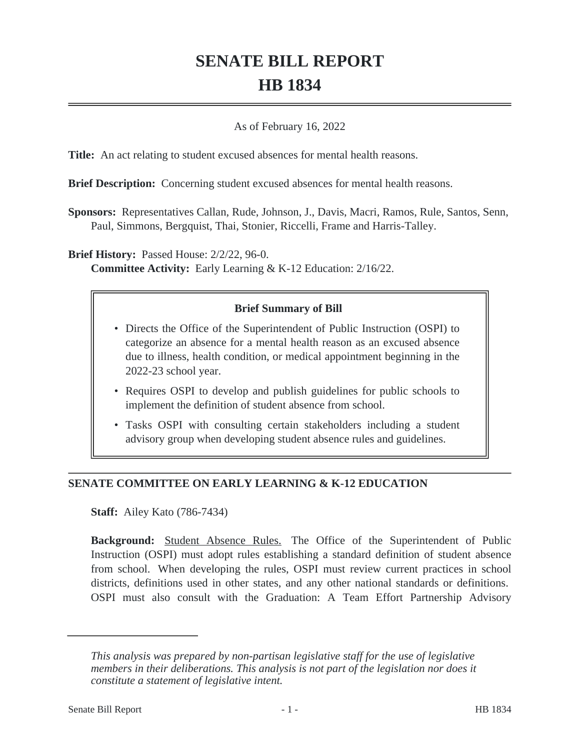# SENATE BILL REPORT
# HB 1834

As of February 16, 2022

**Title:** An act relating to student excused absences for mental health reasons.

**Brief Description:** Concerning student excused absences for mental health reasons.

**Sponsors:** Representatives Callan, Rude, Johnson, J., Davis, Macri, Ramos, Rule, Santos, Senn, Paul, Simmons, Bergquist, Thai, Stonier, Riccelli, Frame and Harris-Talley.

**Brief History:** Passed House: 2/2/22, 96-0.
**Committee Activity:** Early Learning & K-12 Education: 2/16/22.

**Brief Summary of Bill**

- Directs the Office of the Superintendent of Public Instruction (OSPI) to categorize an absence for a mental health reason as an excused absence due to illness, health condition, or medical appointment beginning in the 2022-23 school year.
- Requires OSPI to develop and publish guidelines for public schools to implement the definition of student absence from school.
- Tasks OSPI with consulting certain stakeholders including a student advisory group when developing student absence rules and guidelines.

## SENATE COMMITTEE ON EARLY LEARNING & K-12 EDUCATION

**Staff:** Ailey Kato (786-7434)

**Background:** Student Absence Rules. The Office of the Superintendent of Public Instruction (OSPI) must adopt rules establishing a standard definition of student absence from school. When developing the rules, OSPI must review current practices in school districts, definitions used in other states, and any other national standards or definitions. OSPI must also consult with the Graduation: A Team Effort Partnership Advisory

*This analysis was prepared by non-partisan legislative staff for the use of legislative members in their deliberations. This analysis is not part of the legislation nor does it constitute a statement of legislative intent.*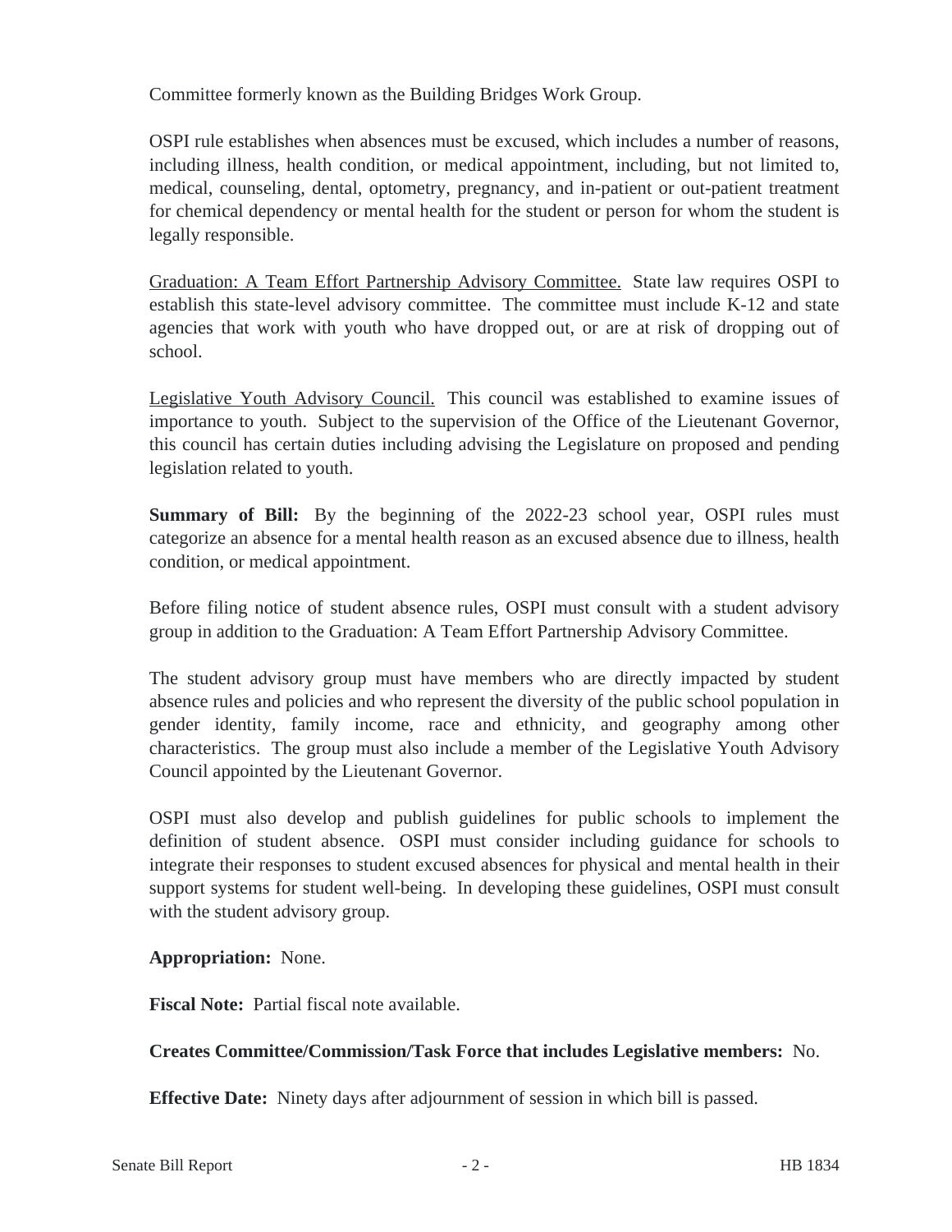Committee formerly known as the Building Bridges Work Group.

OSPI rule establishes when absences must be excused, which includes a number of reasons, including illness, health condition, or medical appointment, including, but not limited to, medical, counseling, dental, optometry, pregnancy, and in-patient or out-patient treatment for chemical dependency or mental health for the student or person for whom the student is legally responsible.

Graduation: A Team Effort Partnership Advisory Committee. State law requires OSPI to establish this state-level advisory committee. The committee must include K-12 and state agencies that work with youth who have dropped out, or are at risk of dropping out of school.

Legislative Youth Advisory Council. This council was established to examine issues of importance to youth. Subject to the supervision of the Office of the Lieutenant Governor, this council has certain duties including advising the Legislature on proposed and pending legislation related to youth.

**Summary of Bill:** By the beginning of the 2022-23 school year, OSPI rules must categorize an absence for a mental health reason as an excused absence due to illness, health condition, or medical appointment.

Before filing notice of student absence rules, OSPI must consult with a student advisory group in addition to the Graduation: A Team Effort Partnership Advisory Committee.

The student advisory group must have members who are directly impacted by student absence rules and policies and who represent the diversity of the public school population in gender identity, family income, race and ethnicity, and geography among other characteristics. The group must also include a member of the Legislative Youth Advisory Council appointed by the Lieutenant Governor.

OSPI must also develop and publish guidelines for public schools to implement the definition of student absence. OSPI must consider including guidance for schools to integrate their responses to student excused absences for physical and mental health in their support systems for student well-being. In developing these guidelines, OSPI must consult with the student advisory group.

**Appropriation:** None.

**Fiscal Note:** Partial fiscal note available.

**Creates Committee/Commission/Task Force that includes Legislative members:** No.

**Effective Date:** Ninety days after adjournment of session in which bill is passed.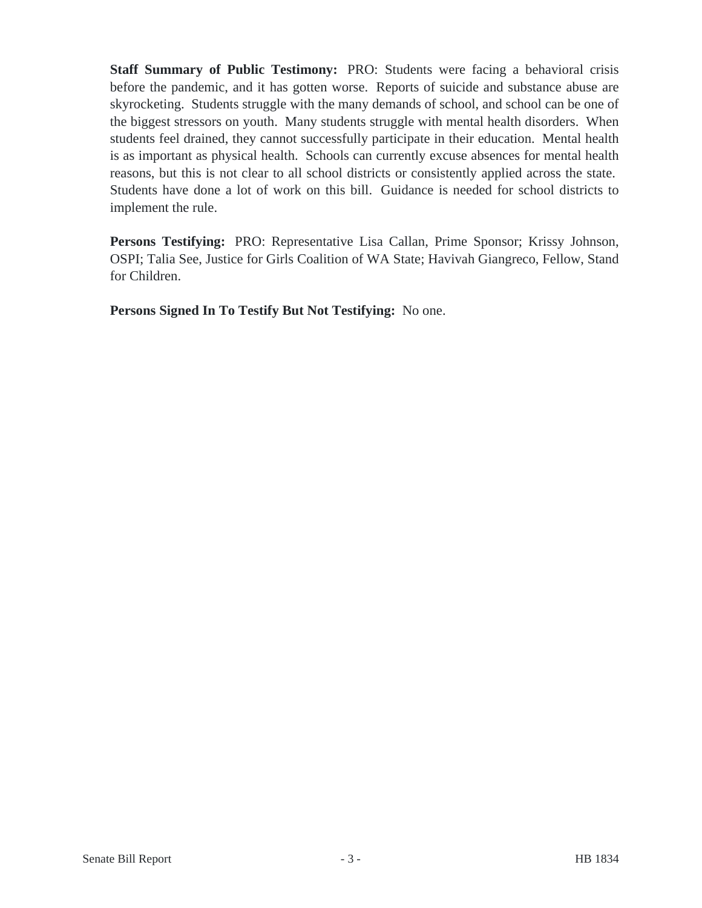**Staff Summary of Public Testimony:** PRO: Students were facing a behavioral crisis before the pandemic, and it has gotten worse. Reports of suicide and substance abuse are skyrocketing. Students struggle with the many demands of school, and school can be one of the biggest stressors on youth. Many students struggle with mental health disorders. When students feel drained, they cannot successfully participate in their education. Mental health is as important as physical health. Schools can currently excuse absences for mental health reasons, but this is not clear to all school districts or consistently applied across the state. Students have done a lot of work on this bill. Guidance is needed for school districts to implement the rule.

**Persons Testifying:** PRO: Representative Lisa Callan, Prime Sponsor; Krissy Johnson, OSPI; Talia See, Justice for Girls Coalition of WA State; Havivah Giangreco, Fellow, Stand for Children.

**Persons Signed In To Testify But Not Testifying:** No one.